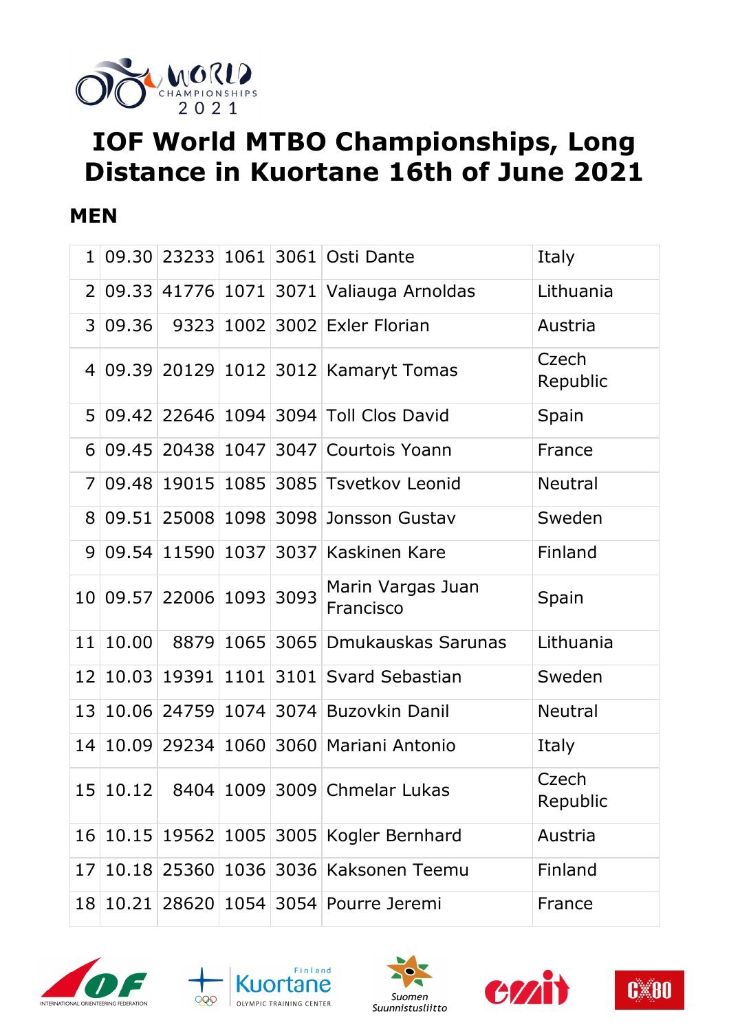# IOF World MTBO Championships, Long Distance in Kuortane 16th of June 2021

## MEN

| | | | | | | |
|---|---|---|---|---|---|---|
| 1 | 09.30 | 23233 | 1061 | 3061 | Osti Dante | Italy |
| 2 | 09.33 | 41776 | 1071 | 3071 | Valiauga Arnoldas | Lithuania |
| 3 | 09.36 | 9323 | 1002 | 3002 | Exler Florian | Austria |
| 4 | 09.39 | 20129 | 1012 | 3012 | Kamaryt Tomas | Czech Republic |
| 5 | 09.42 | 22646 | 1094 | 3094 | Toll Clos David | Spain |
| 6 | 09.45 | 20438 | 1047 | 3047 | Courtois Yoann | France |
| 7 | 09.48 | 19015 | 1085 | 3085 | Tsvetkov Leonid | Neutral |
| 8 | 09.51 | 25008 | 1098 | 3098 | Jonsson Gustav | Sweden |
| 9 | 09.54 | 11590 | 1037 | 3037 | Kaskinen Kare | Finland |
| 10 | 09.57 | 22006 | 1093 | 3093 | Marin Vargas Juan Francisco | Spain |
| 11 | 10.00 | 8879 | 1065 | 3065 | Dmukauskas Sarunas | Lithuania |
| 12 | 10.03 | 19391 | 1101 | 3101 | Svard Sebastian | Sweden |
| 13 | 10.06 | 24759 | 1074 | 3074 | Buzovkin Danil | Neutral |
| 14 | 10.09 | 29234 | 1060 | 3060 | Mariani Antonio | Italy |
| 15 | 10.12 | 8404 | 1009 | 3009 | Chmelar Lukas | Czech Republic |
| 16 | 10.15 | 19562 | 1005 | 3005 | Kogler Bernhard | Austria |
| 17 | 10.18 | 25360 | 1036 | 3036 | Kaksonen Teemu | Finland |
| 18 | 10.21 | 28620 | 1054 | 3054 | Pourre Jeremi | France |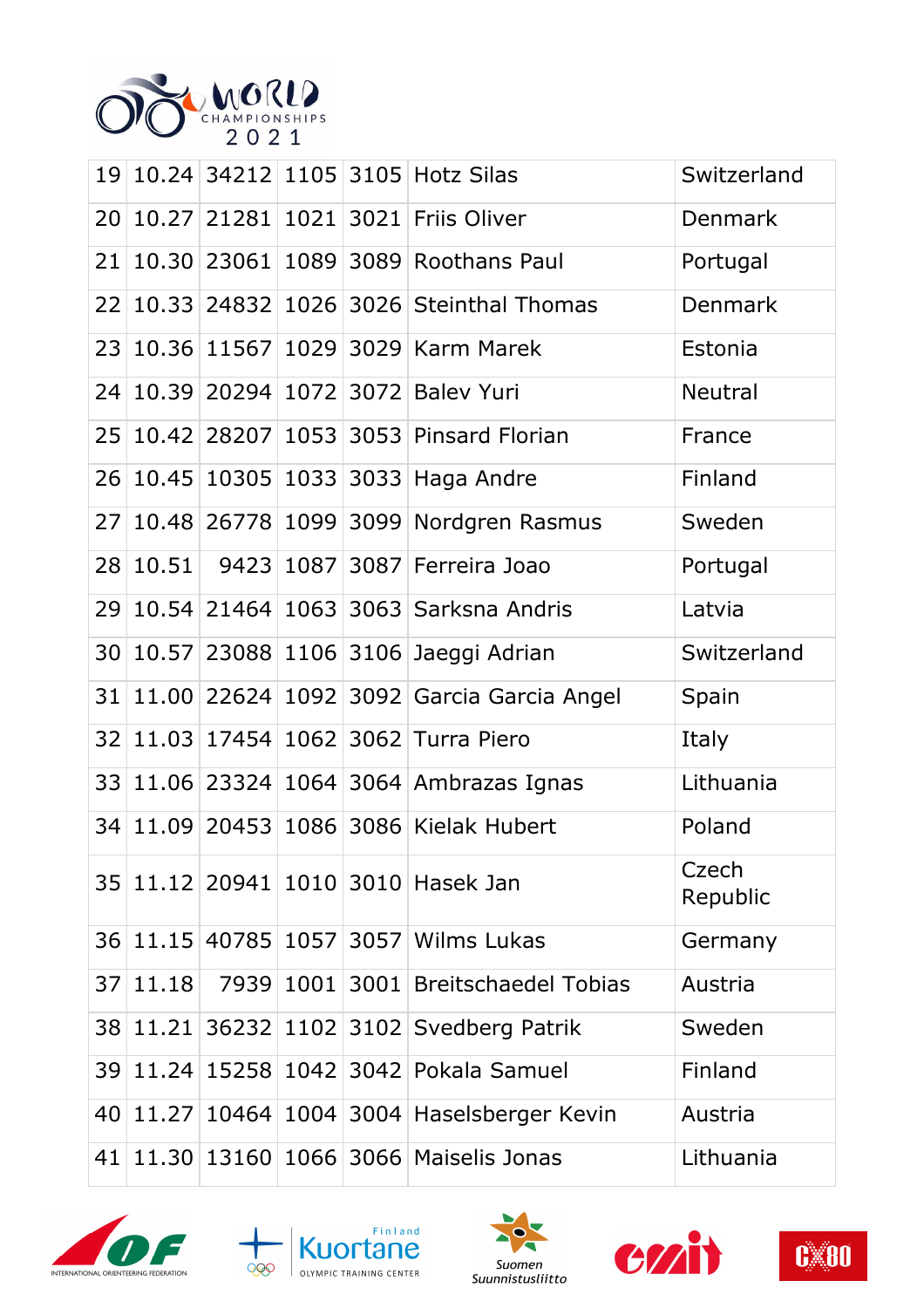| | | | | | | |
|---|---|---|---|---|---|---|
| 19 | 10.24 | 34212 | 1105 | 3105 | Hotz Silas | Switzerland |
| 20 | 10.27 | 21281 | 1021 | 3021 | Friis Oliver | Denmark |
| 21 | 10.30 | 23061 | 1089 | 3089 | Roothans Paul | Portugal |
| 22 | 10.33 | 24832 | 1026 | 3026 | Steinthal Thomas | Denmark |
| 23 | 10.36 | 11567 | 1029 | 3029 | Karm Marek | Estonia |
| 24 | 10.39 | 20294 | 1072 | 3072 | Balev Yuri | Neutral |
| 25 | 10.42 | 28207 | 1053 | 3053 | Pinsard Florian | France |
| 26 | 10.45 | 10305 | 1033 | 3033 | Haga Andre | Finland |
| 27 | 10.48 | 26778 | 1099 | 3099 | Nordgren Rasmus | Sweden |
| 28 | 10.51 | 9423 | 1087 | 3087 | Ferreira Joao | Portugal |
| 29 | 10.54 | 21464 | 1063 | 3063 | Sarksna Andris | Latvia |
| 30 | 10.57 | 23088 | 1106 | 3106 | Jaeggi Adrian | Switzerland |
| 31 | 11.00 | 22624 | 1092 | 3092 | Garcia Garcia Angel | Spain |
| 32 | 11.03 | 17454 | 1062 | 3062 | Turra Piero | Italy |
| 33 | 11.06 | 23324 | 1064 | 3064 | Ambrazas Ignas | Lithuania |
| 34 | 11.09 | 20453 | 1086 | 3086 | Kielak Hubert | Poland |
| 35 | 11.12 | 20941 | 1010 | 3010 | Hasek Jan | Czech Republic |
| 36 | 11.15 | 40785 | 1057 | 3057 | Wilms Lukas | Germany |
| 37 | 11.18 | 7939 | 1001 | 3001 | Breitschaedel Tobias | Austria |
| 38 | 11.21 | 36232 | 1102 | 3102 | Svedberg Patrik | Sweden |
| 39 | 11.24 | 15258 | 1042 | 3042 | Pokala Samuel | Finland |
| 40 | 11.27 | 10464 | 1004 | 3004 | Haselsberger Kevin | Austria |
| 41 | 11.30 | 13160 | 1066 | 3066 | Maiselis Jonas | Lithuania |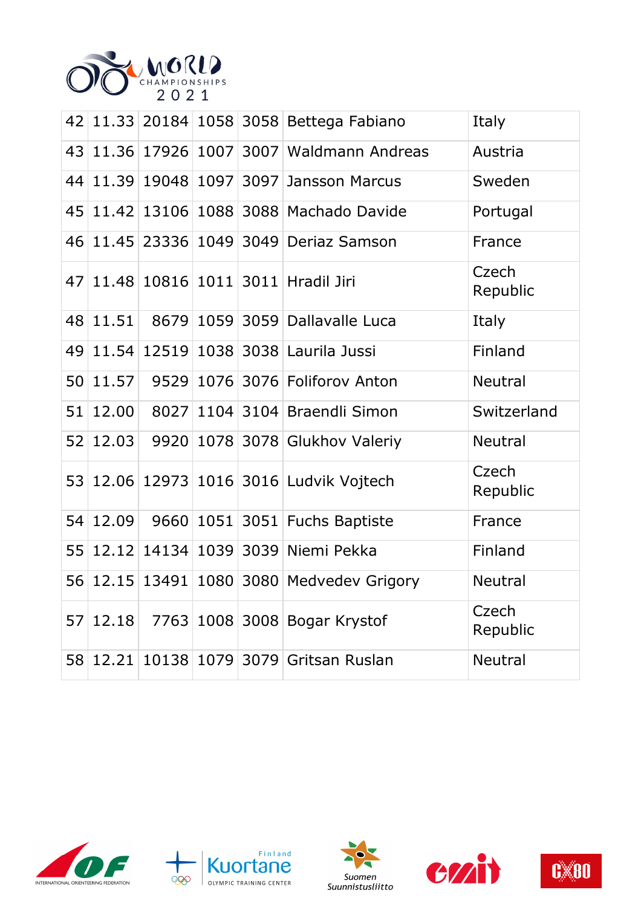| 42 | 11.33 | 20184 | 1058 | 3058 | Bettega Fabiano | Italy |
|---|---|---|---|---|---|---|
| 43 | 11.36 | 17926 | 1007 | 3007 | Waldmann Andreas | Austria |
| 44 | 11.39 | 19048 | 1097 | 3097 | Jansson Marcus | Sweden |
| 45 | 11.42 | 13106 | 1088 | 3088 | Machado Davide | Portugal |
| 46 | 11.45 | 23336 | 1049 | 3049 | Deriaz Samson | France |
| 47 | 11.48 | 10816 | 1011 | 3011 | Hradil Jiri | Czech Republic |
| 48 | 11.51 | 8679 | 1059 | 3059 | Dallavalle Luca | Italy |
| 49 | 11.54 | 12519 | 1038 | 3038 | Laurila Jussi | Finland |
| 50 | 11.57 | 9529 | 1076 | 3076 | Foliforov Anton | Neutral |
| 51 | 12.00 | 8027 | 1104 | 3104 | Braendli Simon | Switzerland |
| 52 | 12.03 | 9920 | 1078 | 3078 | Glukhov Valeriy | Neutral |
| 53 | 12.06 | 12973 | 1016 | 3016 | Ludvik Vojtech | Czech Republic |
| 54 | 12.09 | 9660 | 1051 | 3051 | Fuchs Baptiste | France |
| 55 | 12.12 | 14134 | 1039 | 3039 | Niemi Pekka | Finland |
| 56 | 12.15 | 13491 | 1080 | 3080 | Medvedev Grigory | Neutral |
| 57 | 12.18 | 7763 | 1008 | 3008 | Bogar Krystof | Czech Republic |
| 58 | 12.21 | 10138 | 1079 | 3079 | Gritsan Ruslan | Neutral |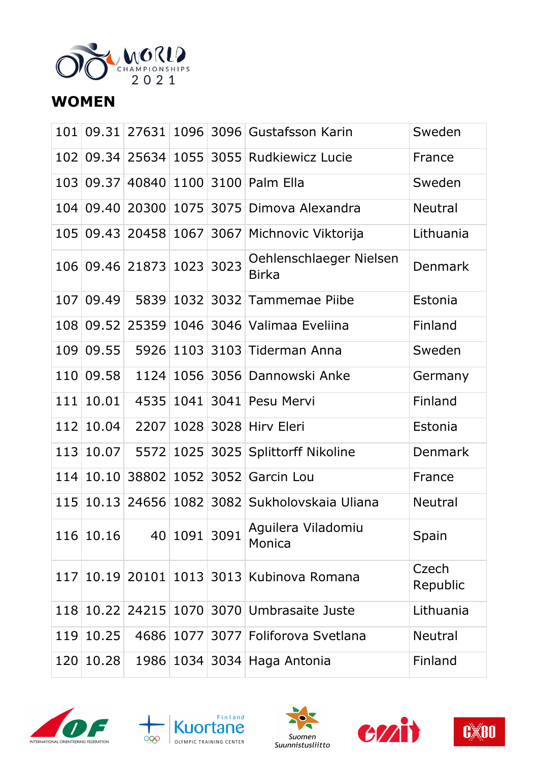## WOMEN

| | | | | | | |
|---|---|---|---|---|---|---|
| 101 | 09.31 | 27631 | 1096 | 3096 | Gustafsson Karin | Sweden |
| 102 | 09.34 | 25634 | 1055 | 3055 | Rudkiewicz Lucie | France |
| 103 | 09.37 | 40840 | 1100 | 3100 | Palm Ella | Sweden |
| 104 | 09.40 | 20300 | 1075 | 3075 | Dimova Alexandra | Neutral |
| 105 | 09.43 | 20458 | 1067 | 3067 | Michnovic Viktorija | Lithuania |
| 106 | 09.46 | 21873 | 1023 | 3023 | Oehlenschlaeger Nielsen Birka | Denmark |
| 107 | 09.49 | 5839 | 1032 | 3032 | Tammemae Piibe | Estonia |
| 108 | 09.52 | 25359 | 1046 | 3046 | Valimaa Eveliina | Finland |
| 109 | 09.55 | 5926 | 1103 | 3103 | Tiderman Anna | Sweden |
| 110 | 09.58 | 1124 | 1056 | 3056 | Dannowski Anke | Germany |
| 111 | 10.01 | 4535 | 1041 | 3041 | Pesu Mervi | Finland |
| 112 | 10.04 | 2207 | 1028 | 3028 | Hirv Eleri | Estonia |
| 113 | 10.07 | 5572 | 1025 | 3025 | Splittorff Nikoline | Denmark |
| 114 | 10.10 | 38802 | 1052 | 3052 | Garcin Lou | France |
| 115 | 10.13 | 24656 | 1082 | 3082 | Sukholovskaia Uliana | Neutral |
| 116 | 10.16 | 40 | 1091 | 3091 | Aguilera Viladomiu Monica | Spain |
| 117 | 10.19 | 20101 | 1013 | 3013 | Kubinova Romana | Czech Republic |
| 118 | 10.22 | 24215 | 1070 | 3070 | Umbrasaite Juste | Lithuania |
| 119 | 10.25 | 4686 | 1077 | 3077 | Foliforova Svetlana | Neutral |
| 120 | 10.28 | 1986 | 1034 | 3034 | Haga Antonia | Finland |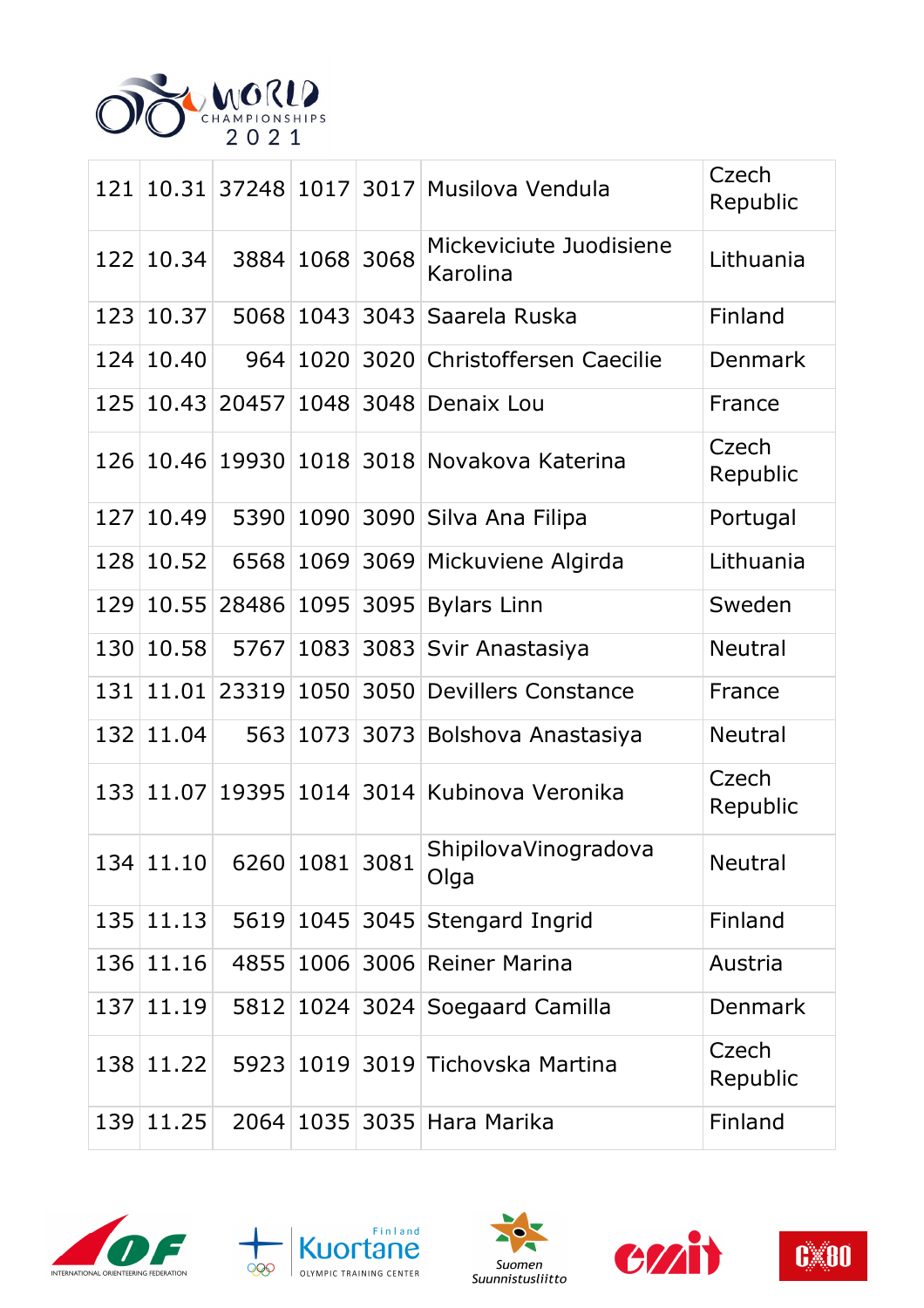| 121 | 10.31 | 37248 | 1017 | 3017 | Musilova Vendula | Czech Republic |
|---|---|---|---|---|---|---|
| 122 | 10.34 | 3884 | 1068 | 3068 | Mickeviciute Juodisiene Karolina | Lithuania |
| 123 | 10.37 | 5068 | 1043 | 3043 | Saarela Ruska | Finland |
| 124 | 10.40 | 964 | 1020 | 3020 | Christoffersen Caecilie | Denmark |
| 125 | 10.43 | 20457 | 1048 | 3048 | Denaix Lou | France |
| 126 | 10.46 | 19930 | 1018 | 3018 | Novakova Katerina | Czech Republic |
| 127 | 10.49 | 5390 | 1090 | 3090 | Silva Ana Filipa | Portugal |
| 128 | 10.52 | 6568 | 1069 | 3069 | Mickuviene Algirda | Lithuania |
| 129 | 10.55 | 28486 | 1095 | 3095 | Bylars Linn | Sweden |
| 130 | 10.58 | 5767 | 1083 | 3083 | Svir Anastasiya | Neutral |
| 131 | 11.01 | 23319 | 1050 | 3050 | Devillers Constance | France |
| 132 | 11.04 | 563 | 1073 | 3073 | Bolshova Anastasiya | Neutral |
| 133 | 11.07 | 19395 | 1014 | 3014 | Kubinova Veronika | Czech Republic |
| 134 | 11.10 | 6260 | 1081 | 3081 | ShipilovaVinogradova Olga | Neutral |
| 135 | 11.13 | 5619 | 1045 | 3045 | Stengard Ingrid | Finland |
| 136 | 11.16 | 4855 | 1006 | 3006 | Reiner Marina | Austria |
| 137 | 11.19 | 5812 | 1024 | 3024 | Soegaard Camilla | Denmark |
| 138 | 11.22 | 5923 | 1019 | 3019 | Tichovska Martina | Czech Republic |
| 139 | 11.25 | 2064 | 1035 | 3035 | Hara Marika | Finland |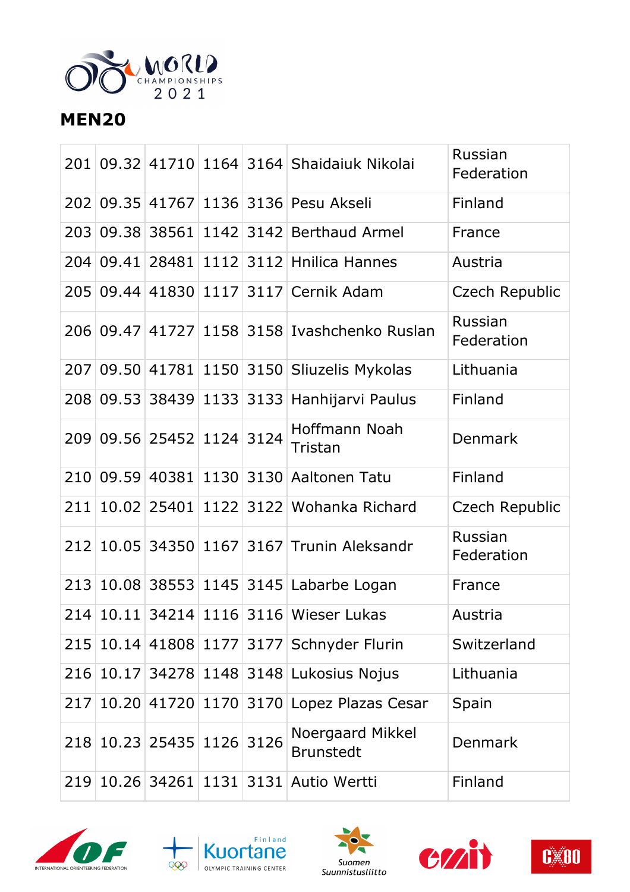## MEN20

| | | | | | | |
|---|---|---|---|---|---|---|
| 201 | 09.32 | 41710 | 1164 | 3164 | Shaidaiuk Nikolai | Russian Federation |
| 202 | 09.35 | 41767 | 1136 | 3136 | Pesu Akseli | Finland |
| 203 | 09.38 | 38561 | 1142 | 3142 | Berthaud Armel | France |
| 204 | 09.41 | 28481 | 1112 | 3112 | Hnilica Hannes | Austria |
| 205 | 09.44 | 41830 | 1117 | 3117 | Cernik Adam | Czech Republic |
| 206 | 09.47 | 41727 | 1158 | 3158 | Ivashchenko Ruslan | Russian Federation |
| 207 | 09.50 | 41781 | 1150 | 3150 | Sliuzelis Mykolas | Lithuania |
| 208 | 09.53 | 38439 | 1133 | 3133 | Hanhijarvi Paulus | Finland |
| 209 | 09.56 | 25452 | 1124 | 3124 | Hoffmann Noah Tristan | Denmark |
| 210 | 09.59 | 40381 | 1130 | 3130 | Aaltonen Tatu | Finland |
| 211 | 10.02 | 25401 | 1122 | 3122 | Wohanka Richard | Czech Republic |
| 212 | 10.05 | 34350 | 1167 | 3167 | Trunin Aleksandr | Russian Federation |
| 213 | 10.08 | 38553 | 1145 | 3145 | Labarbe Logan | France |
| 214 | 10.11 | 34214 | 1116 | 3116 | Wieser Lukas | Austria |
| 215 | 10.14 | 41808 | 1177 | 3177 | Schnyder Flurin | Switzerland |
| 216 | 10.17 | 34278 | 1148 | 3148 | Lukosius Nojus | Lithuania |
| 217 | 10.20 | 41720 | 1170 | 3170 | Lopez Plazas Cesar | Spain |
| 218 | 10.23 | 25435 | 1126 | 3126 | Noergaard Mikkel Brunstedt | Denmark |
| 219 | 10.26 | 34261 | 1131 | 3131 | Autio Wertti | Finland |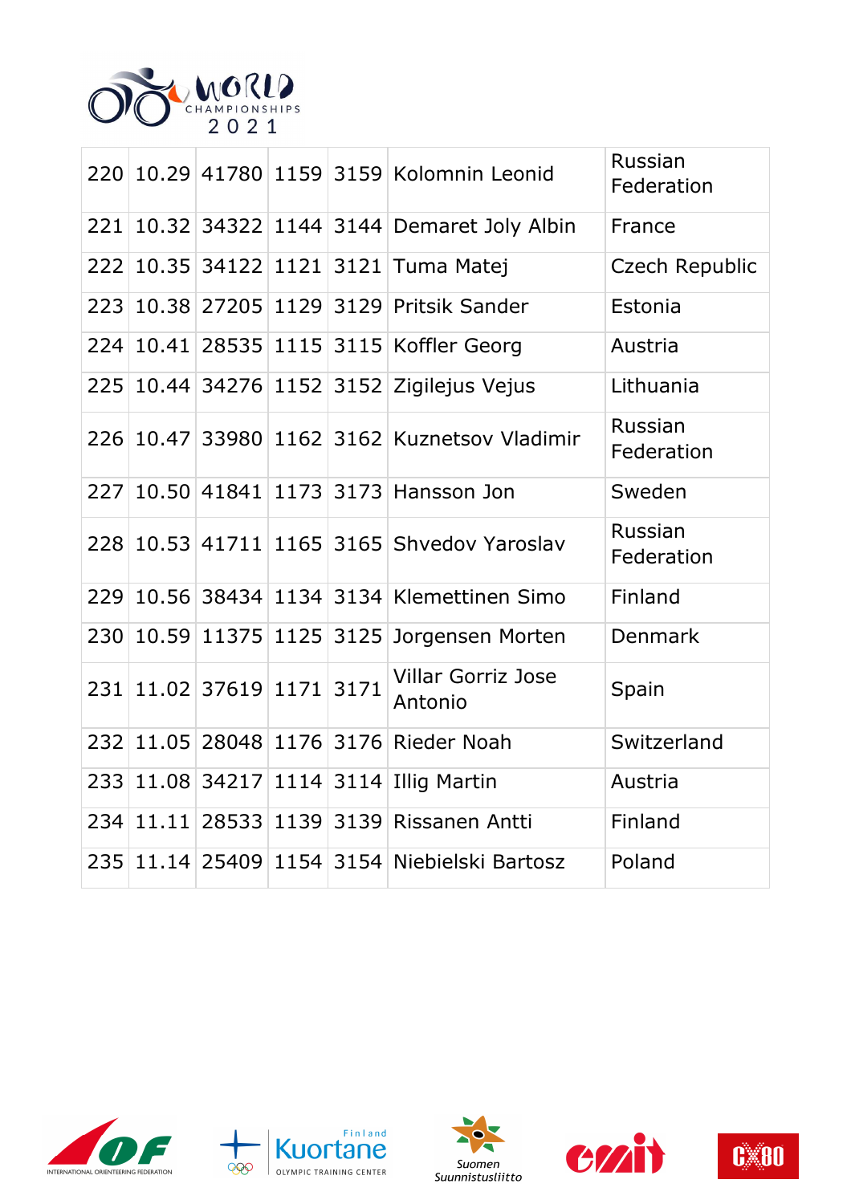| | | | | | | |
|---|---|---|---|---|---|---|
| 220 | 10.29 | 41780 | 1159 | 3159 | Kolomnin Leonid | Russian Federation |
| 221 | 10.32 | 34322 | 1144 | 3144 | Demaret Joly Albin | France |
| 222 | 10.35 | 34122 | 1121 | 3121 | Tuma Matej | Czech Republic |
| 223 | 10.38 | 27205 | 1129 | 3129 | Pritsik Sander | Estonia |
| 224 | 10.41 | 28535 | 1115 | 3115 | Koffler Georg | Austria |
| 225 | 10.44 | 34276 | 1152 | 3152 | Zigilejus Vejus | Lithuania |
| 226 | 10.47 | 33980 | 1162 | 3162 | Kuznetsov Vladimir | Russian Federation |
| 227 | 10.50 | 41841 | 1173 | 3173 | Hansson Jon | Sweden |
| 228 | 10.53 | 41711 | 1165 | 3165 | Shvedov Yaroslav | Russian Federation |
| 229 | 10.56 | 38434 | 1134 | 3134 | Klemettinen Simo | Finland |
| 230 | 10.59 | 11375 | 1125 | 3125 | Jorgensen Morten | Denmark |
| 231 | 11.02 | 37619 | 1171 | 3171 | Villar Gorriz Jose Antonio | Spain |
| 232 | 11.05 | 28048 | 1176 | 3176 | Rieder Noah | Switzerland |
| 233 | 11.08 | 34217 | 1114 | 3114 | Illig Martin | Austria |
| 234 | 11.11 | 28533 | 1139 | 3139 | Rissanen Antti | Finland |
| 235 | 11.14 | 25409 | 1154 | 3154 | Niebielski Bartosz | Poland |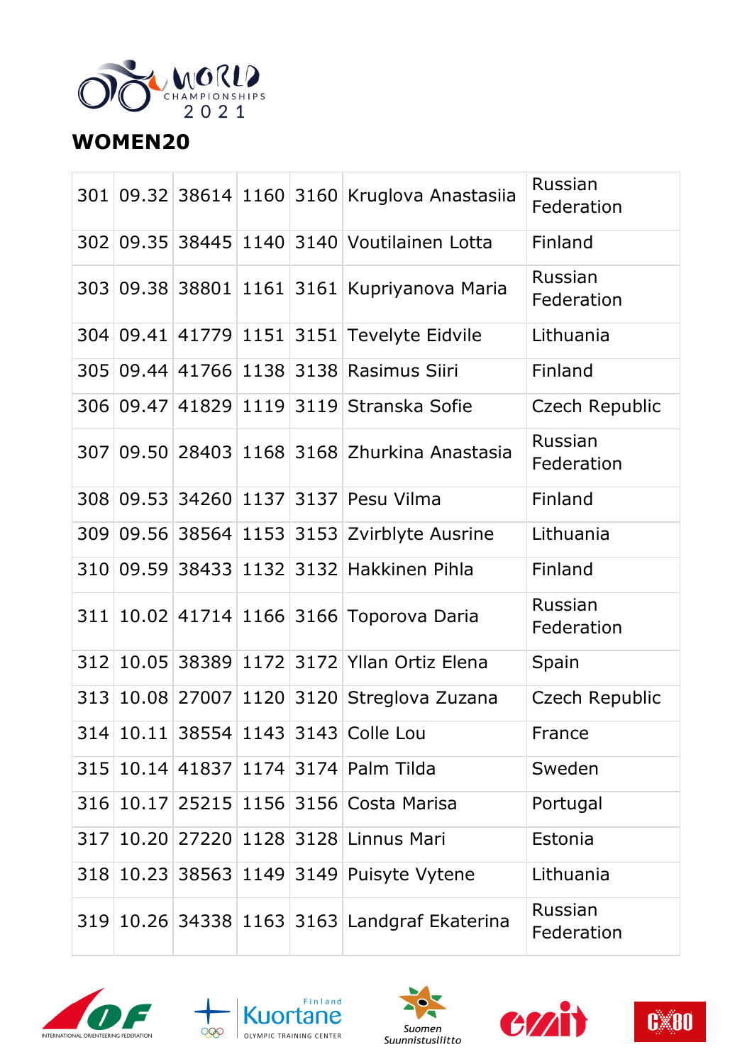## WOMEN20

| | | | | | | |
|---|---|---|---|---|---|---|
| 301 | 09.32 | 38614 | 1160 | 3160 | Kruglova Anastasiia | Russian Federation |
| 302 | 09.35 | 38445 | 1140 | 3140 | Voutilainen Lotta | Finland |
| 303 | 09.38 | 38801 | 1161 | 3161 | Kupriyanova Maria | Russian Federation |
| 304 | 09.41 | 41779 | 1151 | 3151 | Tevelyte Eidvile | Lithuania |
| 305 | 09.44 | 41766 | 1138 | 3138 | Rasimus Siiri | Finland |
| 306 | 09.47 | 41829 | 1119 | 3119 | Stranska Sofie | Czech Republic |
| 307 | 09.50 | 28403 | 1168 | 3168 | Zhurkina Anastasia | Russian Federation |
| 308 | 09.53 | 34260 | 1137 | 3137 | Pesu Vilma | Finland |
| 309 | 09.56 | 38564 | 1153 | 3153 | Zvirblyte Ausrine | Lithuania |
| 310 | 09.59 | 38433 | 1132 | 3132 | Hakkinen Pihla | Finland |
| 311 | 10.02 | 41714 | 1166 | 3166 | Toporova Daria | Russian Federation |
| 312 | 10.05 | 38389 | 1172 | 3172 | Yllan Ortiz Elena | Spain |
| 313 | 10.08 | 27007 | 1120 | 3120 | Streglova Zuzana | Czech Republic |
| 314 | 10.11 | 38554 | 1143 | 3143 | Colle Lou | France |
| 315 | 10.14 | 41837 | 1174 | 3174 | Palm Tilda | Sweden |
| 316 | 10.17 | 25215 | 1156 | 3156 | Costa Marisa | Portugal |
| 317 | 10.20 | 27220 | 1128 | 3128 | Linnus Mari | Estonia |
| 318 | 10.23 | 38563 | 1149 | 3149 | Puisyte Vytene | Lithuania |
| 319 | 10.26 | 34338 | 1163 | 3163 | Landgraf Ekaterina | Russian Federation |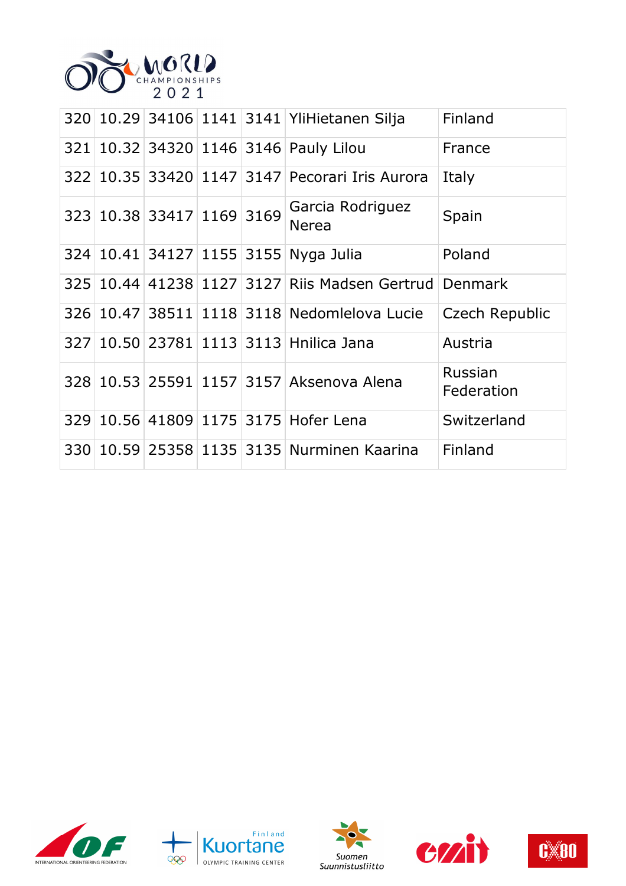| | | | | | | |
|---|---|---|---|---|---|---|
| 320 | 10.29 | 34106 | 1141 | 3141 | YliHietanen Silja | Finland |
| 321 | 10.32 | 34320 | 1146 | 3146 | Pauly Lilou | France |
| 322 | 10.35 | 33420 | 1147 | 3147 | Pecorari Iris Aurora | Italy |
| 323 | 10.38 | 33417 | 1169 | 3169 | Garcia Rodriguez Nerea | Spain |
| 324 | 10.41 | 34127 | 1155 | 3155 | Nyga Julia | Poland |
| 325 | 10.44 | 41238 | 1127 | 3127 | Riis Madsen Gertrud | Denmark |
| 326 | 10.47 | 38511 | 1118 | 3118 | Nedomlelova Lucie | Czech Republic |
| 327 | 10.50 | 23781 | 1113 | 3113 | Hnilica Jana | Austria |
| 328 | 10.53 | 25591 | 1157 | 3157 | Aksenova Alena | Russian Federation |
| 329 | 10.56 | 41809 | 1175 | 3175 | Hofer Lena | Switzerland |
| 330 | 10.59 | 25358 | 1135 | 3135 | Nurminen Kaarina | Finland |